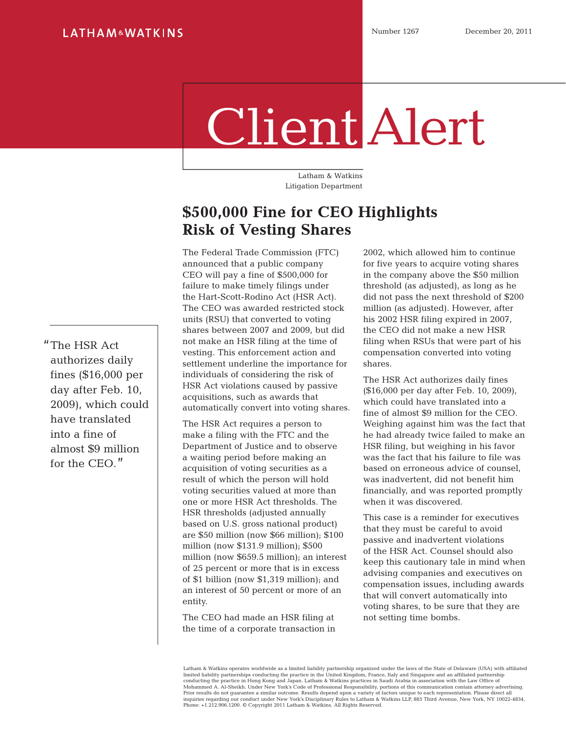LATHAM & WATKINS

Number 1267 December 20, 2011

# Client Alert

Latham & Watkins
Litigation Department

## $500,000 Fine for CEO Highlights Risk of Vesting Shares

"The HSR Act authorizes daily fines ($16,000 per day after Feb. 10, 2009), which could have translated into a fine of almost $9 million for the CEO."

The Federal Trade Commission (FTC) announced that a public company CEO will pay a fine of $500,000 for failure to make timely filings under the Hart-Scott-Rodino Act (HSR Act). The CEO was awarded restricted stock units (RSU) that converted to voting shares between 2007 and 2009, but did not make an HSR filing at the time of vesting. This enforcement action and settlement underline the importance for individuals of considering the risk of HSR Act violations caused by passive acquisitions, such as awards that automatically convert into voting shares.

The HSR Act requires a person to make a filing with the FTC and the Department of Justice and to observe a waiting period before making an acquisition of voting securities as a result of which the person will hold voting securities valued at more than one or more HSR Act thresholds. The HSR thresholds (adjusted annually based on U.S. gross national product) are $50 million (now $66 million); $100 million (now $131.9 million); $500 million (now $659.5 million); an interest of 25 percent or more that is in excess of $1 billion (now $1,319 million); and an interest of 50 percent or more of an entity.

The CEO had made an HSR filing at the time of a corporate transaction in 2002, which allowed him to continue for five years to acquire voting shares in the company above the $50 million threshold (as adjusted), as long as he did not pass the next threshold of $200 million (as adjusted). However, after his 2002 HSR filing expired in 2007, the CEO did not make a new HSR filing when RSUs that were part of his compensation converted into voting shares.

The HSR Act authorizes daily fines ($16,000 per day after Feb. 10, 2009), which could have translated into a fine of almost $9 million for the CEO. Weighing against him was the fact that he had already twice failed to make an HSR filing, but weighing in his favor was the fact that his failure to file was based on erroneous advice of counsel, was inadvertent, did not benefit him financially, and was reported promptly when it was discovered.

This case is a reminder for executives that they must be careful to avoid passive and inadvertent violations of the HSR Act. Counsel should also keep this cautionary tale in mind when advising companies and executives on compensation issues, including awards that will convert automatically into voting shares, to be sure that they are not setting time bombs.

Latham & Watkins operates worldwide as a limited liability partnership organized under the laws of the State of Delaware (USA) with affiliated limited liability partnerships conducting the practice in the United Kingdom, France, Italy and Singapore and an affiliated partnership conducting the practice in Hong Kong and Japan. Latham & Watkins practices in Saudi Arabia in association with the Law Office of Mohammed A. Al-Sheikh. Under New York's Code of Professional Responsibility, portions of this communication contain attorney advertising. Prior results do not guarantee a similar outcome. Results depend upon a variety of factors unique to each representation. Please direct all inquiries regarding our conduct under New York's Disciplinary Rules to Latham & Watkins LLP, 885 Third Avenue, New York, NY 10022-4834, Phone: +1.212.906.1200. © Copyright 2011 Latham & Watkins. All Rights Reserved.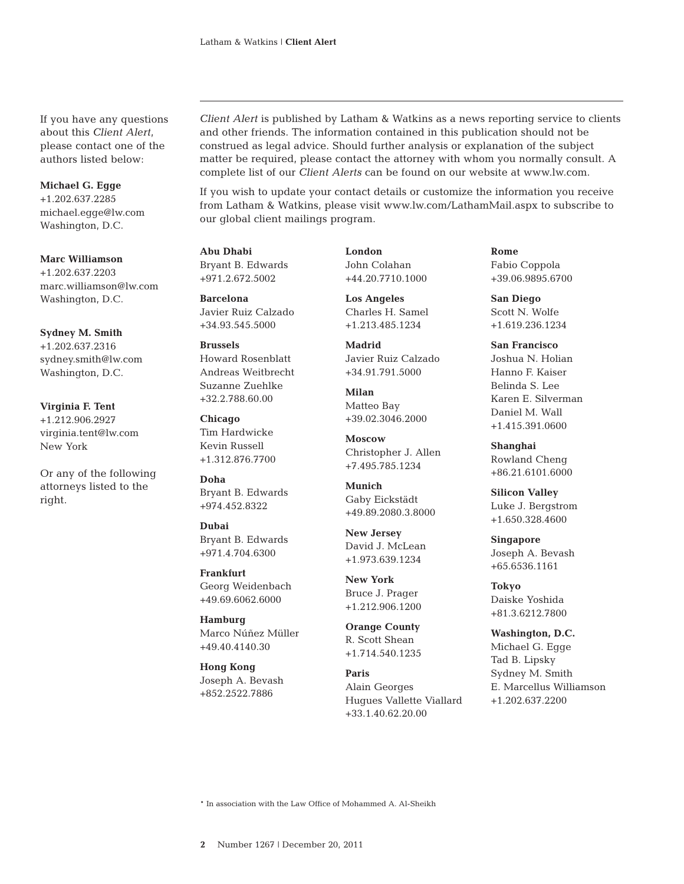If you have any questions about this *Client Alert*, please contact one of the authors listed below:

**Michael G. Egge**
+1.202.637.2285
michael.egge@lw.com
Washington, D.C.

**Marc Williamson**
+1.202.637.2203
marc.williamson@lw.com
Washington, D.C.

**Sydney M. Smith**
+1.202.637.2316
sydney.smith@lw.com
Washington, D.C.

**Virginia F. Tent**
+1.212.906.2927
virginia.tent@lw.com
New York

Or any of the following attorneys listed to the right.

*Client Alert* is published by Latham & Watkins as a news reporting service to clients and other friends. The information contained in this publication should not be construed as legal advice. Should further analysis or explanation of the subject matter be required, please contact the attorney with whom you normally consult. A complete list of our *Client Alerts* can be found on our website at www.lw.com.

If you wish to update your contact details or customize the information you receive from Latham & Watkins, please visit www.lw.com/LathamMail.aspx to subscribe to our global client mailings program.

**Abu Dhabi**
Bryant B. Edwards
+971.2.672.5002

**Barcelona**
Javier Ruiz Calzado
+34.93.545.5000

**Brussels**
Howard Rosenblatt
Andreas Weitbrecht
Suzanne Zuehlke
+32.2.788.60.00

**Chicago**
Tim Hardwicke
Kevin Russell
+1.312.876.7700

**Doha**
Bryant B. Edwards
+974.452.8322

**Dubai**
Bryant B. Edwards
+971.4.704.6300

**Frankfurt**
Georg Weidenbach
+49.69.6062.6000

**Hamburg**
Marco Núñez Müller
+49.40.4140.30

**Hong Kong**
Joseph A. Bevash
+852.2522.7886

**London**
John Colahan
+44.20.7710.1000

**Los Angeles**
Charles H. Samel
+1.213.485.1234

**Madrid**
Javier Ruiz Calzado
+34.91.791.5000

**Milan**
Matteo Bay
+39.02.3046.2000

**Moscow**
Christopher J. Allen
+7.495.785.1234

**Munich**
Gaby Eickstädt
+49.89.2080.3.8000

**New Jersey**
David J. McLean
+1.973.639.1234

**New York**
Bruce J. Prager
+1.212.906.1200

**Orange County**
R. Scott Shean
+1.714.540.1235

**Paris**
Alain Georges
Hugues Vallette Viallard
+33.1.40.62.20.00

**Rome**
Fabio Coppola
+39.06.9895.6700

**San Diego**
Scott N. Wolfe
+1.619.236.1234

**San Francisco**
Joshua N. Holian
Hanno F. Kaiser
Belinda S. Lee
Karen E. Silverman
Daniel M. Wall
+1.415.391.0600

**Shanghai**
Rowland Cheng
+86.21.6101.6000

**Silicon Valley**
Luke J. Bergstrom
+1.650.328.4600

**Singapore**
Joseph A. Bevash
+65.6536.1161

**Tokyo**
Daiske Yoshida
+81.3.6212.7800

**Washington, D.C.**
Michael G. Egge
Tad B. Lipsky
Sydney M. Smith
E. Marcellus Williamson
+1.202.637.2200

* In association with the Law Office of Mohammed A. Al-Sheikh